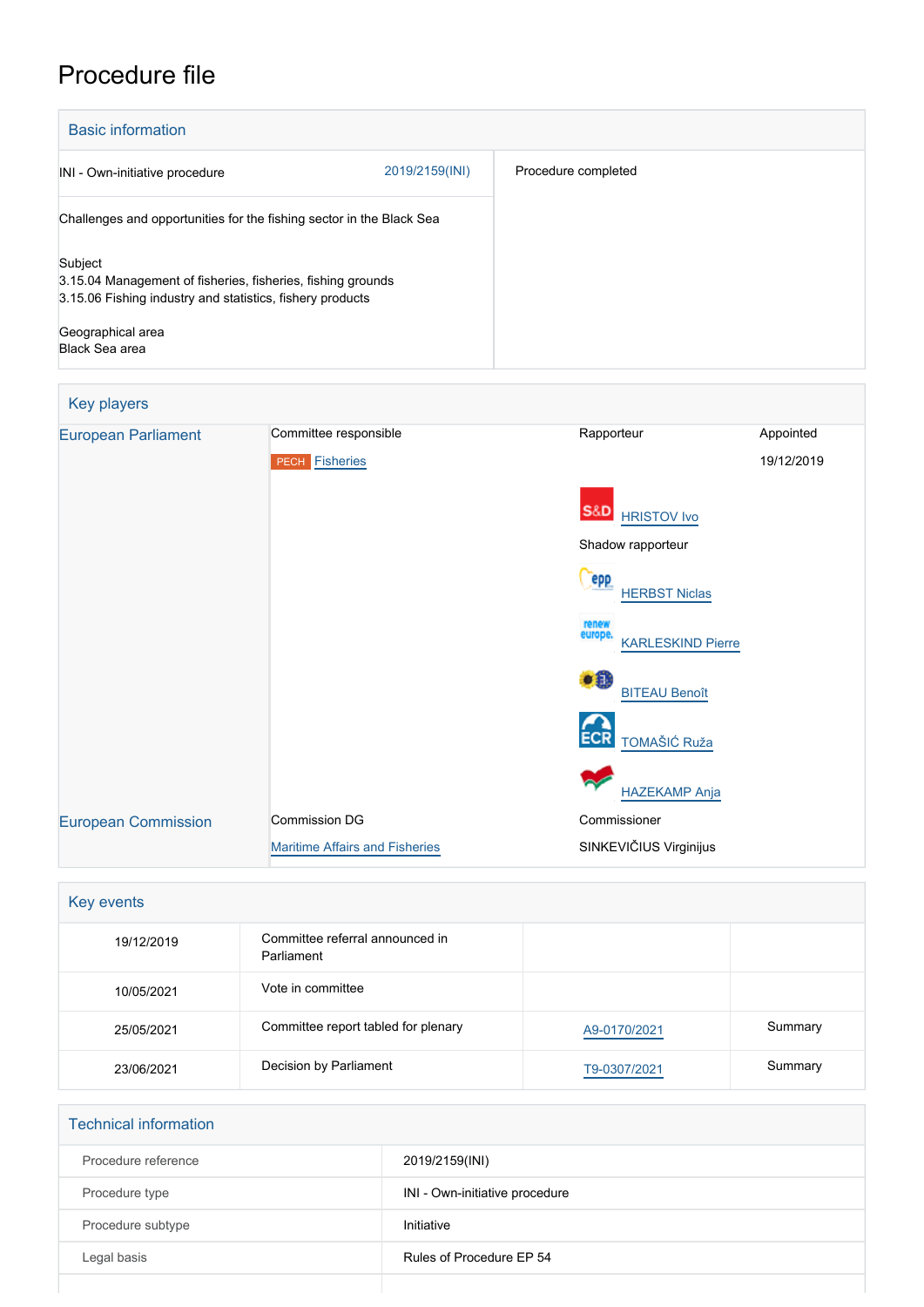# Procedure file

## Basic information

| | |
|---|---|
| INI - Own-initiative procedure 2019/2159(INI) | Procedure completed |
| Challenges and opportunities for the fishing sector in the Black Sea | |
| Subject<br>3.15.04 Management of fisheries, fisheries, fishing grounds<br>3.15.06 Fishing industry and statistics, fishery products | |
| Geographical area<br>Black Sea area | |

## Key players

| | | | |
|---|---|---|---|
| European Parliament | Committee responsible | Rapporteur | Appointed |
| | PECH Fisheries | | 19/12/2019 |
| | | S&D HRISTOV Ivo | |
| | | Shadow rapporteur | |
| | | EPP HERBST Niclas | |
| | | Renew Europe KARLESKIND Pierre | |
| | | Greens/EFA BITEAU Benoît | |
| | | ECR TOMAŠIĆ Ruža | |
| | | GUE/NGL HAZEKAMP Anja | |
| European Commission | Commission DG | Commissioner | |
| | Maritime Affairs and Fisheries | SINKEVIČIUS Virginijus | |

## Key events

| | | | |
|---|---|---|---|
| 19/12/2019 | Committee referral announced in Parliament | | |
| 10/05/2021 | Vote in committee | | |
| 25/05/2021 | Committee report tabled for plenary | A9-0170/2021 | Summary |
| 23/06/2021 | Decision by Parliament | T9-0307/2021 | Summary |

## Technical information

| | |
|---|---|
| Procedure reference | 2019/2159(INI) |
| Procedure type | INI - Own-initiative procedure |
| Procedure subtype | Initiative |
| Legal basis | Rules of Procedure EP 54 |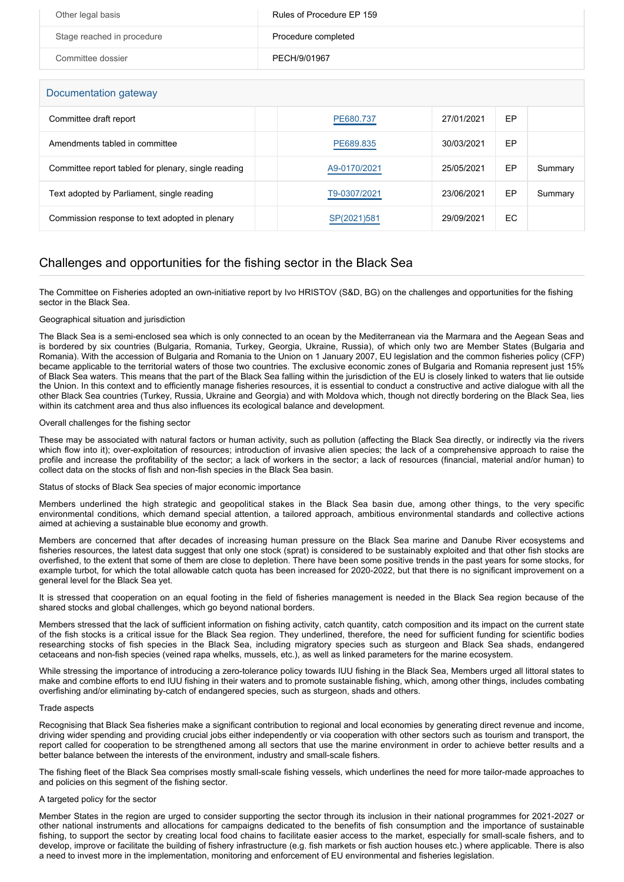| | |
|---|---|
| Other legal basis | Rules of Procedure EP 159 |
| Stage reached in procedure | Procedure completed |
| Committee dossier | PECH/9/01967 |

## Documentation gateway

| | | | | | |
|---|---|---|---|---|---|
| Committee draft report | | PE680.737 | 27/01/2021 | EP | |
| Amendments tabled in committee | | PE689.835 | 30/03/2021 | EP | |
| Committee report tabled for plenary, single reading | | A9-0170/2021 | 25/05/2021 | EP | Summary |
| Text adopted by Parliament, single reading | | T9-0307/2021 | 23/06/2021 | EP | Summary |
| Commission response to text adopted in plenary | | SP(2021)581 | 29/09/2021 | EC | |

# Challenges and opportunities for the fishing sector in the Black Sea

The Committee on Fisheries adopted an own-initiative report by Ivo HRISTOV (S&D, BG) on the challenges and opportunities for the fishing sector in the Black Sea.

Geographical situation and jurisdiction

The Black Sea is a semi-enclosed sea which is only connected to an ocean by the Mediterranean via the Marmara and the Aegean Seas and is bordered by six countries (Bulgaria, Romania, Turkey, Georgia, Ukraine, Russia), of which only two are Member States (Bulgaria and Romania). With the accession of Bulgaria and Romania to the Union on 1 January 2007, EU legislation and the common fisheries policy (CFP) became applicable to the territorial waters of those two countries. The exclusive economic zones of Bulgaria and Romania represent just 15% of Black Sea waters. This means that the part of the Black Sea falling within the jurisdiction of the EU is closely linked to waters that lie outside the Union. In this context and to efficiently manage fisheries resources, it is essential to conduct a constructive and active dialogue with all the other Black Sea countries (Turkey, Russia, Ukraine and Georgia) and with Moldova which, though not directly bordering on the Black Sea, lies within its catchment area and thus also influences its ecological balance and development.

Overall challenges for the fishing sector

These may be associated with natural factors or human activity, such as pollution (affecting the Black Sea directly, or indirectly via the rivers which flow into it); over-exploitation of resources; introduction of invasive alien species; the lack of a comprehensive approach to raise the profile and increase the profitability of the sector; a lack of workers in the sector; a lack of resources (financial, material and/or human) to collect data on the stocks of fish and non-fish species in the Black Sea basin.

Status of stocks of Black Sea species of major economic importance

Members underlined the high strategic and geopolitical stakes in the Black Sea basin due, among other things, to the very specific environmental conditions, which demand special attention, a tailored approach, ambitious environmental standards and collective actions aimed at achieving a sustainable blue economy and growth.

Members are concerned that after decades of increasing human pressure on the Black Sea marine and Danube River ecosystems and fisheries resources, the latest data suggest that only one stock (sprat) is considered to be sustainably exploited and that other fish stocks are overfished, to the extent that some of them are close to depletion. There have been some positive trends in the past years for some stocks, for example turbot, for which the total allowable catch quota has been increased for 2020-2022, but that there is no significant improvement on a general level for the Black Sea yet.

It is stressed that cooperation on an equal footing in the field of fisheries management is needed in the Black Sea region because of the shared stocks and global challenges, which go beyond national borders.

Members stressed that the lack of sufficient information on fishing activity, catch quantity, catch composition and its impact on the current state of the fish stocks is a critical issue for the Black Sea region. They underlined, therefore, the need for sufficient funding for scientific bodies researching stocks of fish species in the Black Sea, including migratory species such as sturgeon and Black Sea shads, endangered cetaceans and non-fish species (veined rapa whelks, mussels, etc.), as well as linked parameters for the marine ecosystem.

While stressing the importance of introducing a zero-tolerance policy towards IUU fishing in the Black Sea, Members urged all littoral states to make and combine efforts to end IUU fishing in their waters and to promote sustainable fishing, which, among other things, includes combating overfishing and/or eliminating by-catch of endangered species, such as sturgeon, shads and others.

Trade aspects

Recognising that Black Sea fisheries make a significant contribution to regional and local economies by generating direct revenue and income, driving wider spending and providing crucial jobs either independently or via cooperation with other sectors such as tourism and transport, the report called for cooperation to be strengthened among all sectors that use the marine environment in order to achieve better results and a better balance between the interests of the environment, industry and small-scale fishers.

The fishing fleet of the Black Sea comprises mostly small-scale fishing vessels, which underlines the need for more tailor-made approaches to and policies on this segment of the fishing sector.

A targeted policy for the sector

Member States in the region are urged to consider supporting the sector through its inclusion in their national programmes for 2021-2027 or other national instruments and allocations for campaigns dedicated to the benefits of fish consumption and the importance of sustainable fishing, to support the sector by creating local food chains to facilitate easier access to the market, especially for small-scale fishers, and to develop, improve or facilitate the building of fishery infrastructure (e.g. fish markets or fish auction houses etc.) where applicable. There is also a need to invest more in the implementation, monitoring and enforcement of EU environmental and fisheries legislation.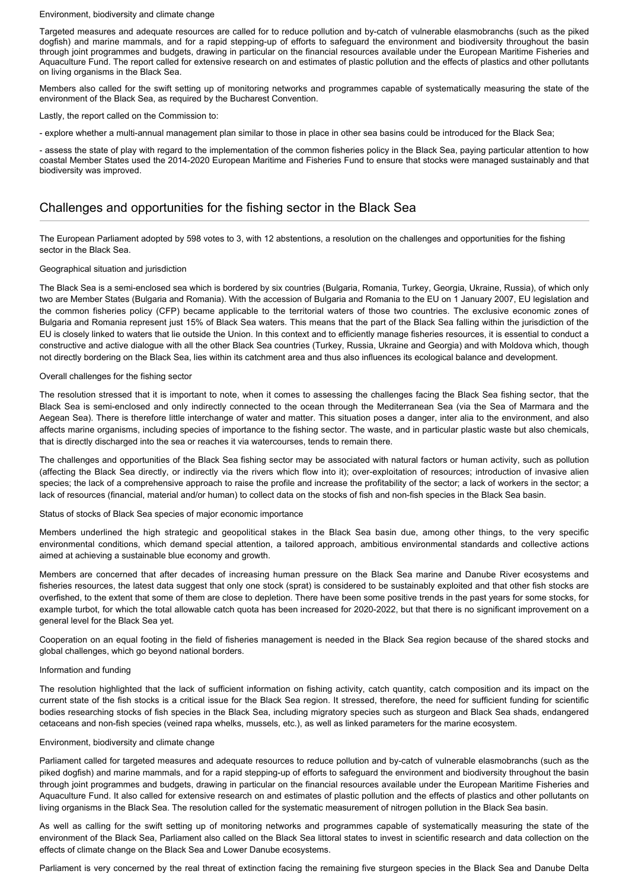Environment, biodiversity and climate change

Targeted measures and adequate resources are called for to reduce pollution and by-catch of vulnerable elasmobranchs (such as the piked dogfish) and marine mammals, and for a rapid stepping-up of efforts to safeguard the environment and biodiversity throughout the basin through joint programmes and budgets, drawing in particular on the financial resources available under the European Maritime Fisheries and Aquaculture Fund. The report called for extensive research on and estimates of plastic pollution and the effects of plastics and other pollutants on living organisms in the Black Sea.

Members also called for the swift setting up of monitoring networks and programmes capable of systematically measuring the state of the environment of the Black Sea, as required by the Bucharest Convention.

Lastly, the report called on the Commission to:

- explore whether a multi-annual management plan similar to those in place in other sea basins could be introduced for the Black Sea;

- assess the state of play with regard to the implementation of the common fisheries policy in the Black Sea, paying particular attention to how coastal Member States used the 2014-2020 European Maritime and Fisheries Fund to ensure that stocks were managed sustainably and that biodiversity was improved.

## Challenges and opportunities for the fishing sector in the Black Sea

The European Parliament adopted by 598 votes to 3, with 12 abstentions, a resolution on the challenges and opportunities for the fishing sector in the Black Sea.

Geographical situation and jurisdiction

The Black Sea is a semi-enclosed sea which is bordered by six countries (Bulgaria, Romania, Turkey, Georgia, Ukraine, Russia), of which only two are Member States (Bulgaria and Romania). With the accession of Bulgaria and Romania to the EU on 1 January 2007, EU legislation and the common fisheries policy (CFP) became applicable to the territorial waters of those two countries. The exclusive economic zones of Bulgaria and Romania represent just 15% of Black Sea waters. This means that the part of the Black Sea falling within the jurisdiction of the EU is closely linked to waters that lie outside the Union. In this context and to efficiently manage fisheries resources, it is essential to conduct a constructive and active dialogue with all the other Black Sea countries (Turkey, Russia, Ukraine and Georgia) and with Moldova which, though not directly bordering on the Black Sea, lies within its catchment area and thus also influences its ecological balance and development.

Overall challenges for the fishing sector

The resolution stressed that it is important to note, when it comes to assessing the challenges facing the Black Sea fishing sector, that the Black Sea is semi-enclosed and only indirectly connected to the ocean through the Mediterranean Sea (via the Sea of Marmara and the Aegean Sea). There is therefore little interchange of water and matter. This situation poses a danger, inter alia to the environment, and also affects marine organisms, including species of importance to the fishing sector. The waste, and in particular plastic waste but also chemicals, that is directly discharged into the sea or reaches it via watercourses, tends to remain there.

The challenges and opportunities of the Black Sea fishing sector may be associated with natural factors or human activity, such as pollution (affecting the Black Sea directly, or indirectly via the rivers which flow into it); over-exploitation of resources; introduction of invasive alien species; the lack of a comprehensive approach to raise the profile and increase the profitability of the sector; a lack of workers in the sector; a lack of resources (financial, material and/or human) to collect data on the stocks of fish and non-fish species in the Black Sea basin.

Status of stocks of Black Sea species of major economic importance

Members underlined the high strategic and geopolitical stakes in the Black Sea basin due, among other things, to the very specific environmental conditions, which demand special attention, a tailored approach, ambitious environmental standards and collective actions aimed at achieving a sustainable blue economy and growth.

Members are concerned that after decades of increasing human pressure on the Black Sea marine and Danube River ecosystems and fisheries resources, the latest data suggest that only one stock (sprat) is considered to be sustainably exploited and that other fish stocks are overfished, to the extent that some of them are close to depletion. There have been some positive trends in the past years for some stocks, for example turbot, for which the total allowable catch quota has been increased for 2020-2022, but that there is no significant improvement on a general level for the Black Sea yet.

Cooperation on an equal footing in the field of fisheries management is needed in the Black Sea region because of the shared stocks and global challenges, which go beyond national borders.

Information and funding

The resolution highlighted that the lack of sufficient information on fishing activity, catch quantity, catch composition and its impact on the current state of the fish stocks is a critical issue for the Black Sea region. It stressed, therefore, the need for sufficient funding for scientific bodies researching stocks of fish species in the Black Sea, including migratory species such as sturgeon and Black Sea shads, endangered cetaceans and non-fish species (veined rapa whelks, mussels, etc.), as well as linked parameters for the marine ecosystem.

Environment, biodiversity and climate change

Parliament called for targeted measures and adequate resources to reduce pollution and by-catch of vulnerable elasmobranchs (such as the piked dogfish) and marine mammals, and for a rapid stepping-up of efforts to safeguard the environment and biodiversity throughout the basin through joint programmes and budgets, drawing in particular on the financial resources available under the European Maritime Fisheries and Aquaculture Fund. It also called for extensive research on and estimates of plastic pollution and the effects of plastics and other pollutants on living organisms in the Black Sea. The resolution called for the systematic measurement of nitrogen pollution in the Black Sea basin.

As well as calling for the swift setting up of monitoring networks and programmes capable of systematically measuring the state of the environment of the Black Sea, Parliament also called on the Black Sea littoral states to invest in scientific research and data collection on the effects of climate change on the Black Sea and Lower Danube ecosystems.

Parliament is very concerned by the real threat of extinction facing the remaining five sturgeon species in the Black Sea and Danube Delta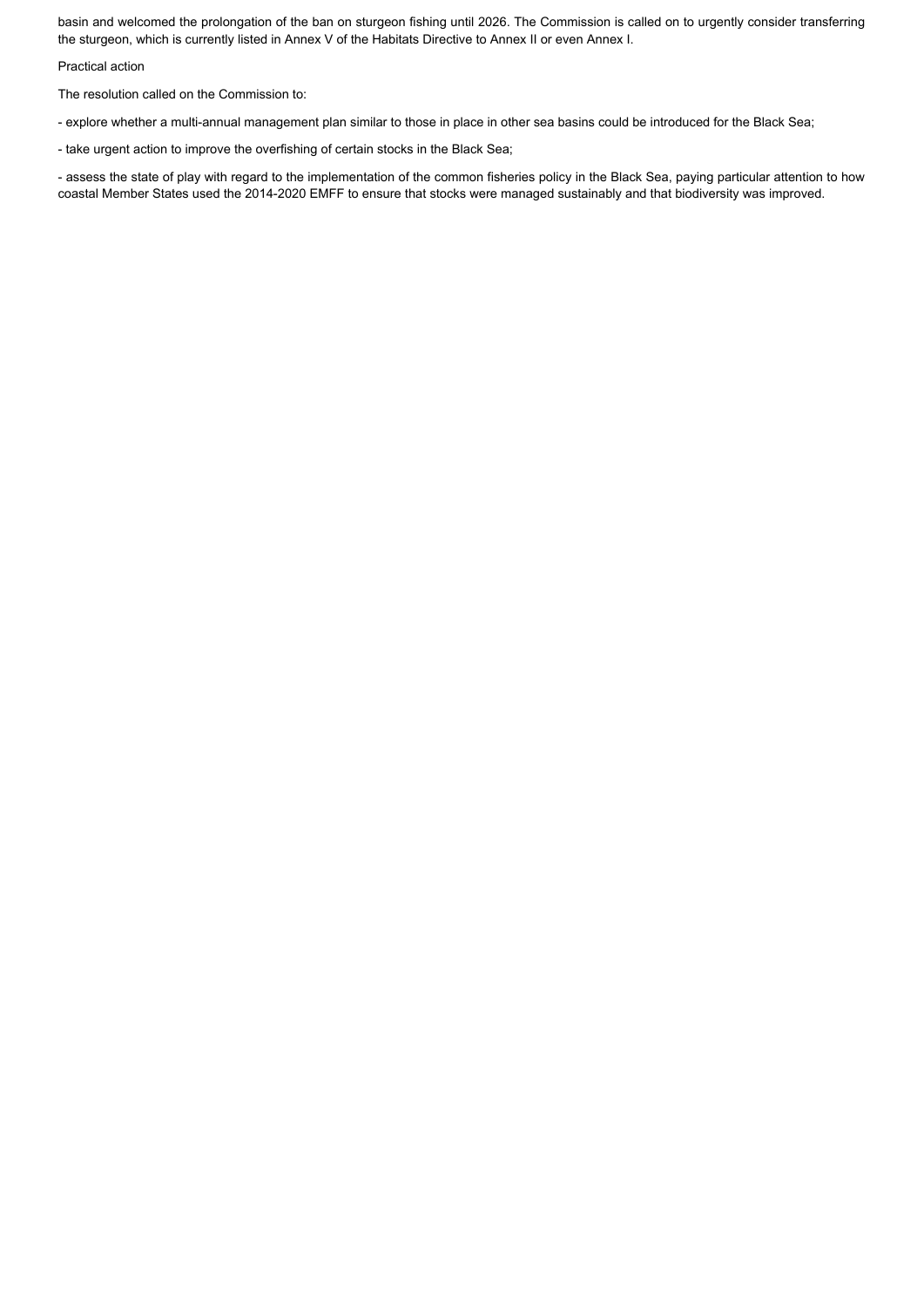basin and welcomed the prolongation of the ban on sturgeon fishing until 2026. The Commission is called on to urgently consider transferring the sturgeon, which is currently listed in Annex V of the Habitats Directive to Annex II or even Annex I.

Practical action

The resolution called on the Commission to:

- explore whether a multi-annual management plan similar to those in place in other sea basins could be introduced for the Black Sea;
- take urgent action to improve the overfishing of certain stocks in the Black Sea;
- assess the state of play with regard to the implementation of the common fisheries policy in the Black Sea, paying particular attention to how coastal Member States used the 2014-2020 EMFF to ensure that stocks were managed sustainably and that biodiversity was improved.